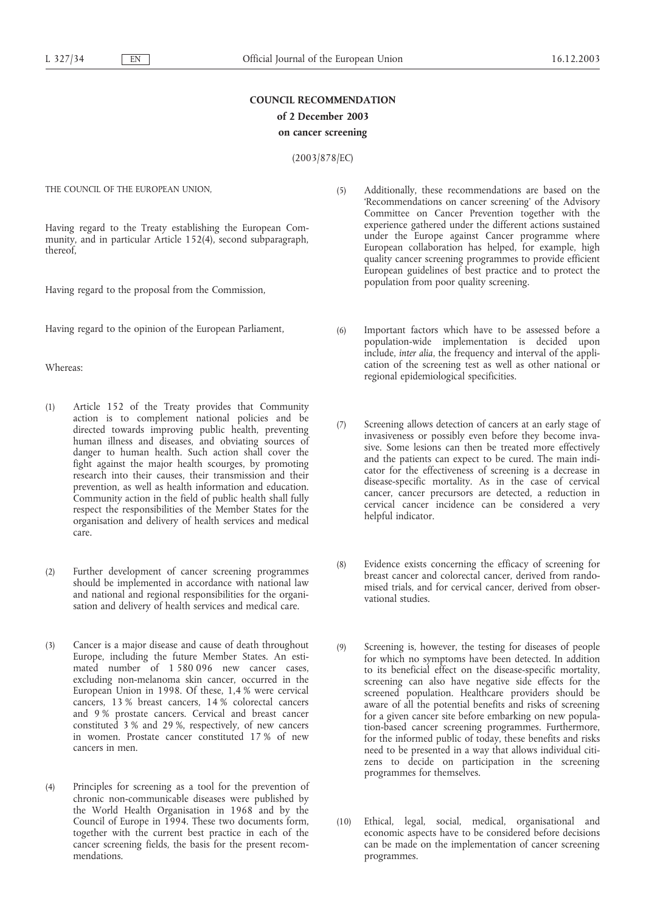# COUNCIL RECOMMENDATION

## of 2 December 2003

## on cancer screening

(2003/878/EC)

THE COUNCIL OF THE EUROPEAN UNION,

Having regard to the Treaty establishing the European Community, and in particular Article 152(4), second subparagraph, thereof,

Having regard to the proposal from the Commission,

Having regard to the opinion of the European Parliament,

Whereas:

(1) Article 152 of the Treaty provides that Community action is to complement national policies and be directed towards improving public health, preventing human illness and diseases, and obviating sources of danger to human health. Such action shall cover the fight against the major health scourges, by promoting research into their causes, their transmission and their prevention, as well as health information and education. Community action in the field of public health shall fully respect the responsibilities of the Member States for the organisation and delivery of health services and medical care.

(2) Further development of cancer screening programmes should be implemented in accordance with national law and national and regional responsibilities for the organisation and delivery of health services and medical care.

(3) Cancer is a major disease and cause of death throughout Europe, including the future Member States. An estimated number of 1 580 096 new cancer cases, excluding non-melanoma skin cancer, occurred in the European Union in 1998. Of these, 1,4 % were cervical cancers, 13 % breast cancers, 14 % colorectal cancers and 9 % prostate cancers. Cervical and breast cancer constituted 3 % and 29 %, respectively, of new cancers in women. Prostate cancer constituted 17 % of new cancers in men.

(4) Principles for screening as a tool for the prevention of chronic non-communicable diseases were published by the World Health Organisation in 1968 and by the Council of Europe in 1994. These two documents form, together with the current best practice in each of the cancer screening fields, the basis for the present recommendations.

(5) Additionally, these recommendations are based on the 'Recommendations on cancer screening' of the Advisory Committee on Cancer Prevention together with the experience gathered under the different actions sustained under the Europe against Cancer programme where European collaboration has helped, for example, high quality cancer screening programmes to provide efficient European guidelines of best practice and to protect the population from poor quality screening.

(6) Important factors which have to be assessed before a population-wide implementation is decided upon include, *inter alia*, the frequency and interval of the application of the screening test as well as other national or regional epidemiological specificities.

(7) Screening allows detection of cancers at an early stage of invasiveness or possibly even before they become invasive. Some lesions can then be treated more effectively and the patients can expect to be cured. The main indicator for the effectiveness of screening is a decrease in disease-specific mortality. As in the case of cervical cancer, cancer precursors are detected, a reduction in cervical cancer incidence can be considered a very helpful indicator.

(8) Evidence exists concerning the efficacy of screening for breast cancer and colorectal cancer, derived from randomised trials, and for cervical cancer, derived from observational studies.

(9) Screening is, however, the testing for diseases of people for which no symptoms have been detected. In addition to its beneficial effect on the disease-specific mortality, screening can also have negative side effects for the screened population. Healthcare providers should be aware of all the potential benefits and risks of screening for a given cancer site before embarking on new population-based cancer screening programmes. Furthermore, for the informed public of today, these benefits and risks need to be presented in a way that allows individual citizens to decide on participation in the screening programmes for themselves.

(10) Ethical, legal, social, medical, organisational and economic aspects have to be considered before decisions can be made on the implementation of cancer screening programmes.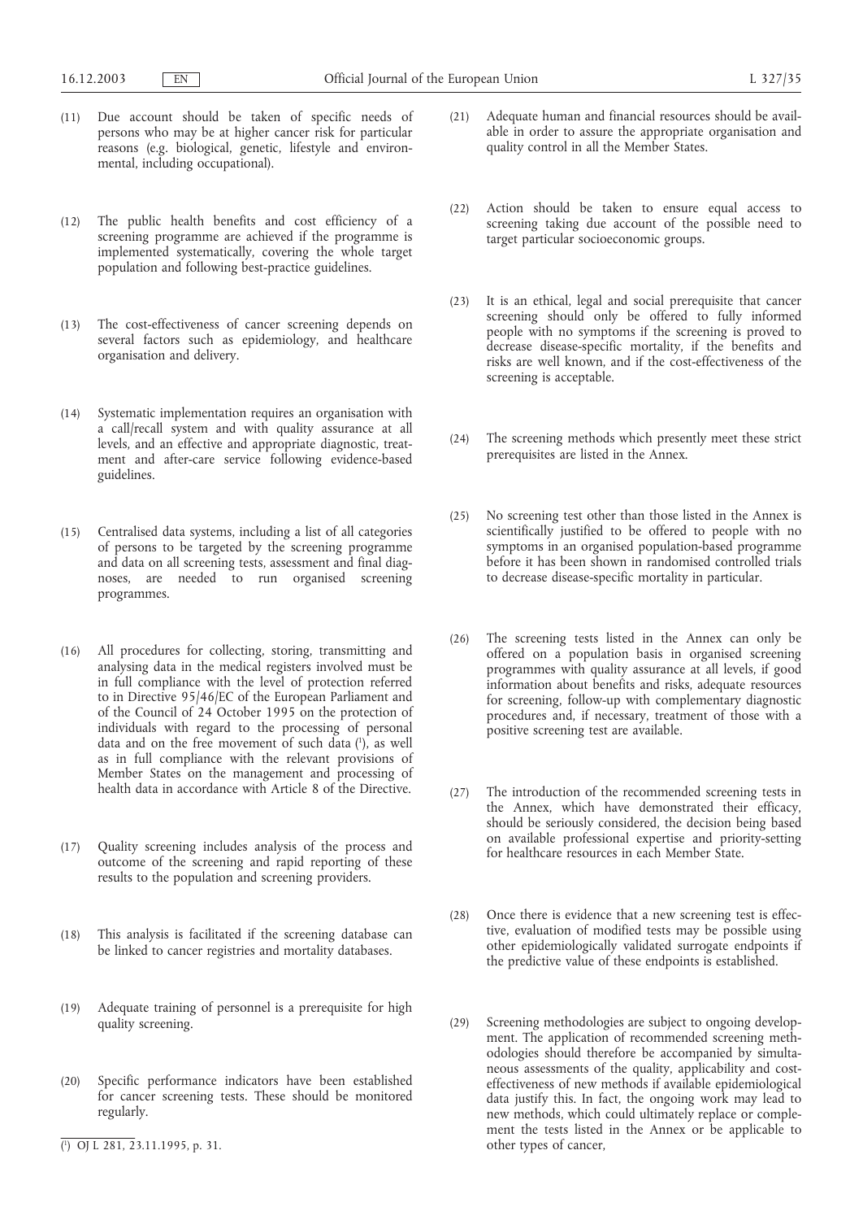(11) Due account should be taken of specific needs of persons who may be at higher cancer risk for particular reasons (e.g. biological, genetic, lifestyle and environmental, including occupational).

(12) The public health benefits and cost efficiency of a screening programme are achieved if the programme is implemented systematically, covering the whole target population and following best-practice guidelines.

(13) The cost-effectiveness of cancer screening depends on several factors such as epidemiology, and healthcare organisation and delivery.

(14) Systematic implementation requires an organisation with a call/recall system and with quality assurance at all levels, and an effective and appropriate diagnostic, treatment and after-care service following evidence-based guidelines.

(15) Centralised data systems, including a list of all categories of persons to be targeted by the screening programme and data on all screening tests, assessment and final diagnoses, are needed to run organised screening programmes.

(16) All procedures for collecting, storing, transmitting and analysing data in the medical registers involved must be in full compliance with the level of protection referred to in Directive 95/46/EC of the European Parliament and of the Council of 24 October 1995 on the protection of individuals with regard to the processing of personal data and on the free movement of such data [1], as well as in full compliance with the relevant provisions of Member States on the management and processing of health data in accordance with Article 8 of the Directive.

(17) Quality screening includes analysis of the process and outcome of the screening and rapid reporting of these results to the population and screening providers.

(18) This analysis is facilitated if the screening database can be linked to cancer registries and mortality databases.

(19) Adequate training of personnel is a prerequisite for high quality screening.

(20) Specific performance indicators have been established for cancer screening tests. These should be monitored regularly.

(21) Adequate human and financial resources should be available in order to assure the appropriate organisation and quality control in all the Member States.

(22) Action should be taken to ensure equal access to screening taking due account of the possible need to target particular socioeconomic groups.

(23) It is an ethical, legal and social prerequisite that cancer screening should only be offered to fully informed people with no symptoms if the screening is proved to decrease disease-specific mortality, if the benefits and risks are well known, and if the cost-effectiveness of the screening is acceptable.

(24) The screening methods which presently meet these strict prerequisites are listed in the Annex.

(25) No screening test other than those listed in the Annex is scientifically justified to be offered to people with no symptoms in an organised population-based programme before it has been shown in randomised controlled trials to decrease disease-specific mortality in particular.

(26) The screening tests listed in the Annex can only be offered on a population basis in organised screening programmes with quality assurance at all levels, if good information about benefits and risks, adequate resources for screening, follow-up with complementary diagnostic procedures and, if necessary, treatment of those with a positive screening test are available.

(27) The introduction of the recommended screening tests in the Annex, which have demonstrated their efficacy, should be seriously considered, the decision being based on available professional expertise and priority-setting for healthcare resources in each Member State.

(28) Once there is evidence that a new screening test is effective, evaluation of modified tests may be possible using other epidemiologically validated surrogate endpoints if the predictive value of these endpoints is established.

(29) Screening methodologies are subject to ongoing development. The application of recommended screening methodologies should therefore be accompanied by simultaneous assessments of the quality, applicability and cost-effectiveness of new methods if available epidemiological data justify this. In fact, the ongoing work may lead to new methods, which could ultimately replace or complement the tests listed in the Annex or be applicable to other types of cancer,

---

[1] OJ L 281, 23.11.1995, p. 31.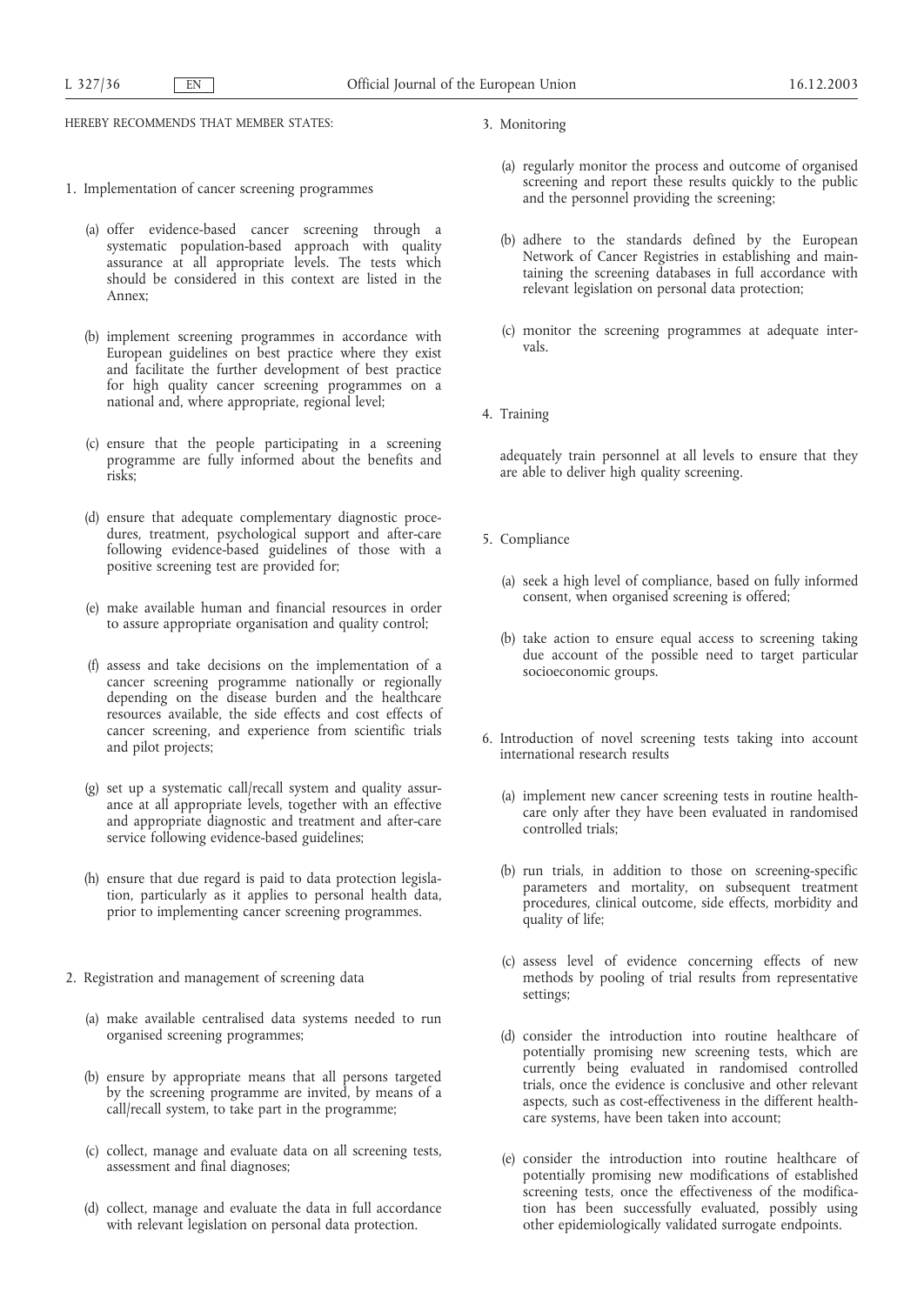HEREBY RECOMMENDS THAT MEMBER STATES:

1. Implementation of cancer screening programmes

   (a) offer evidence-based cancer screening through a systematic population-based approach with quality assurance at all appropriate levels. The tests which should be considered in this context are listed in the Annex;

   (b) implement screening programmes in accordance with European guidelines on best practice where they exist and facilitate the further development of best practice for high quality cancer screening programmes on a national and, where appropriate, regional level;

   (c) ensure that the people participating in a screening programme are fully informed about the benefits and risks;

   (d) ensure that adequate complementary diagnostic procedures, treatment, psychological support and after-care following evidence-based guidelines of those with a positive screening test are provided for;

   (e) make available human and financial resources in order to assure appropriate organisation and quality control;

   (f) assess and take decisions on the implementation of a cancer screening programme nationally or regionally depending on the disease burden and the healthcare resources available, the side effects and cost effects of cancer screening, and experience from scientific trials and pilot projects;

   (g) set up a systematic call/recall system and quality assurance at all appropriate levels, together with an effective and appropriate diagnostic and treatment and after-care service following evidence-based guidelines;

   (h) ensure that due regard is paid to data protection legislation, particularly as it applies to personal health data, prior to implementing cancer screening programmes.

2. Registration and management of screening data

   (a) make available centralised data systems needed to run organised screening programmes;

   (b) ensure by appropriate means that all persons targeted by the screening programme are invited, by means of a call/recall system, to take part in the programme;

   (c) collect, manage and evaluate data on all screening tests, assessment and final diagnoses;

   (d) collect, manage and evaluate the data in full accordance with relevant legislation on personal data protection.

3. Monitoring

   (a) regularly monitor the process and outcome of organised screening and report these results quickly to the public and the personnel providing the screening;

   (b) adhere to the standards defined by the European Network of Cancer Registries in establishing and maintaining the screening databases in full accordance with relevant legislation on personal data protection;

   (c) monitor the screening programmes at adequate intervals.

4. Training

   adequately train personnel at all levels to ensure that they are able to deliver high quality screening.

5. Compliance

   (a) seek a high level of compliance, based on fully informed consent, when organised screening is offered;

   (b) take action to ensure equal access to screening taking due account of the possible need to target particular socioeconomic groups.

6. Introduction of novel screening tests taking into account international research results

   (a) implement new cancer screening tests in routine healthcare only after they have been evaluated in randomised controlled trials;

   (b) run trials, in addition to those on screening-specific parameters and mortality, on subsequent treatment procedures, clinical outcome, side effects, morbidity and quality of life;

   (c) assess level of evidence concerning effects of new methods by pooling of trial results from representative settings;

   (d) consider the introduction into routine healthcare of potentially promising new screening tests, which are currently being evaluated in randomised controlled trials, once the evidence is conclusive and other relevant aspects, such as cost-effectiveness in the different healthcare systems, have been taken into account;

   (e) consider the introduction into routine healthcare of potentially promising new modifications of established screening tests, once the effectiveness of the modification has been successfully evaluated, possibly using other epidemiologically validated surrogate endpoints.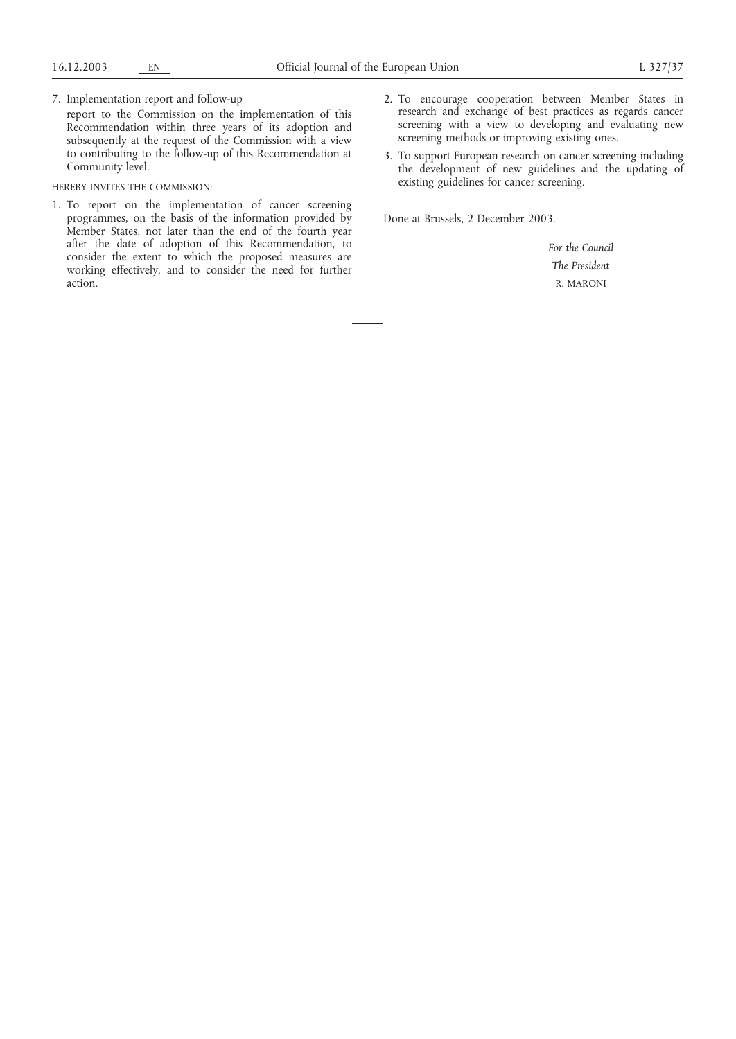7. Implementation report and follow-up

   report to the Commission on the implementation of this Recommendation within three years of its adoption and subsequently at the request of the Commission with a view to contributing to the follow-up of this Recommendation at Community level.

HEREBY INVITES THE COMMISSION:

1. To report on the implementation of cancer screening programmes, on the basis of the information provided by Member States, not later than the end of the fourth year after the date of adoption of this Recommendation, to consider the extent to which the proposed measures are working effectively, and to consider the need for further action.
2. To encourage cooperation between Member States in research and exchange of best practices as regards cancer screening with a view to developing and evaluating new screening methods or improving existing ones.
3. To support European research on cancer screening including the development of new guidelines and the updating of existing guidelines for cancer screening.

Done at Brussels, 2 December 2003.

*For the Council*

*The President*

R. MARONI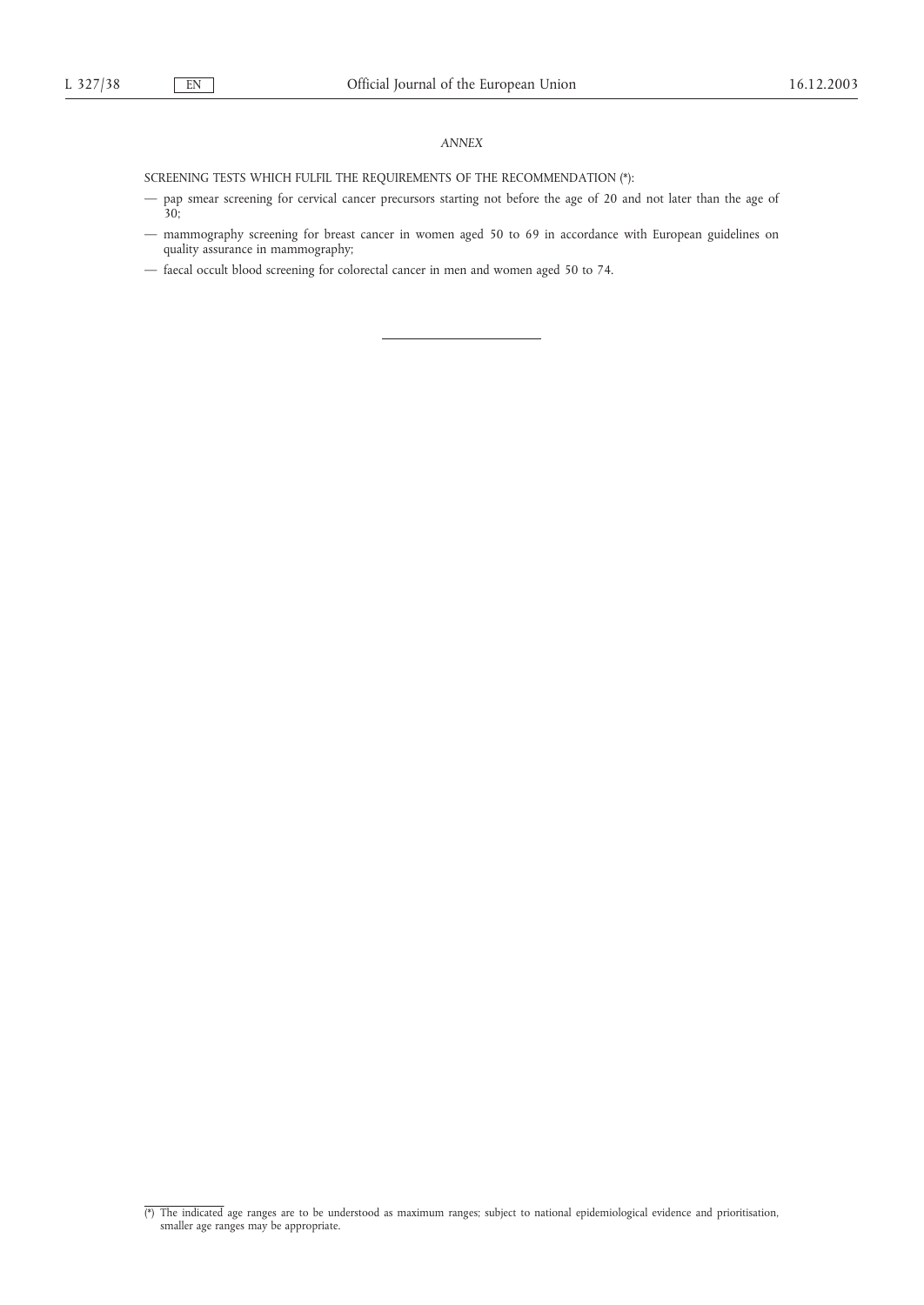*ANNEX*

SCREENING TESTS WHICH FULFIL THE REQUIREMENTS OF THE RECOMMENDATION (*):

— pap smear screening for cervical cancer precursors starting not before the age of 20 and not later than the age of 30;

— mammography screening for breast cancer in women aged 50 to 69 in accordance with European guidelines on quality assurance in mammography;

— faecal occult blood screening for colorectal cancer in men and women aged 50 to 74.

(*) The indicated age ranges are to be understood as maximum ranges; subject to national epidemiological evidence and prioritisation, smaller age ranges may be appropriate.